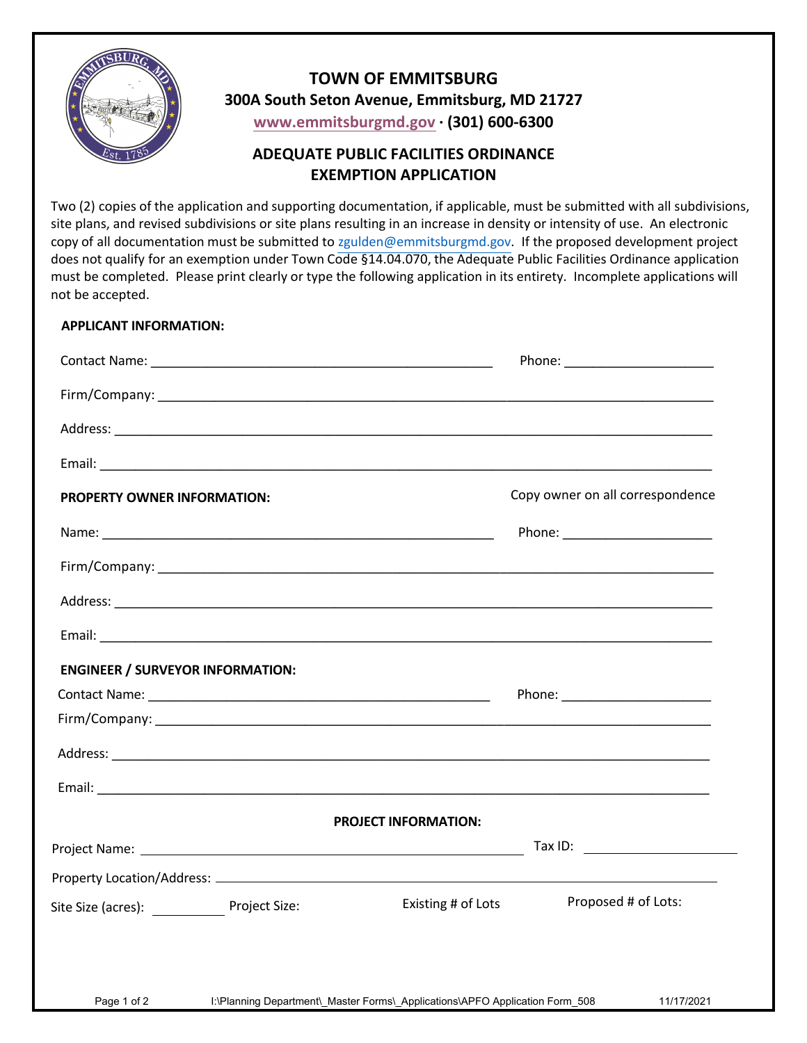# TOWN OF EMMITSBURG

**300A South Seton Avenue, Emmitsburg, MD 21727**

**www.emmitsburgmd.gov · (301) 600-6300**

## ADEQUATE PUBLIC FACILITIES ORDINANCE EXEMPTION APPLICATION

Two (2) copies of the application and supporting documentation, if applicable, must be submitted with all subdivisions, site plans, and revised subdivisions or site plans resulting in an increase in density or intensity of use. An electronic copy of all documentation must be submitted to zgulden@emmitsburgmd.gov. If the proposed development project does not qualify for an exemption under Town Code §14.04.070, the Adequate Public Facilities Ordinance application must be completed. Please print clearly or type the following application in its entirety. Incomplete applications will not be accepted.

**APPLICANT INFORMATION:**

Contact Name: ______________________________ Phone: ____________________

Firm/Company: ______________________________________________

Address: ______________________________________________

Email: ______________________________________________

**PROPERTY OWNER INFORMATION:** Copy owner on all correspondence

Name: ______________________________ Phone: ____________________

Firm/Company: ______________________________________________

Address: ______________________________________________

Email: ______________________________________________

**ENGINEER / SURVEYOR INFORMATION:**

Contact Name: ______________________________ Phone: ____________________

Firm/Company: ______________________________________________

Address: ______________________________________________

Email: ______________________________________________

**PROJECT INFORMATION:**

Project Name: ______________________________ Tax ID: ____________________

Property Location/Address: ______________________________________________

Site Size (acres): __________ Project Size: Existing # of Lots Proposed # of Lots: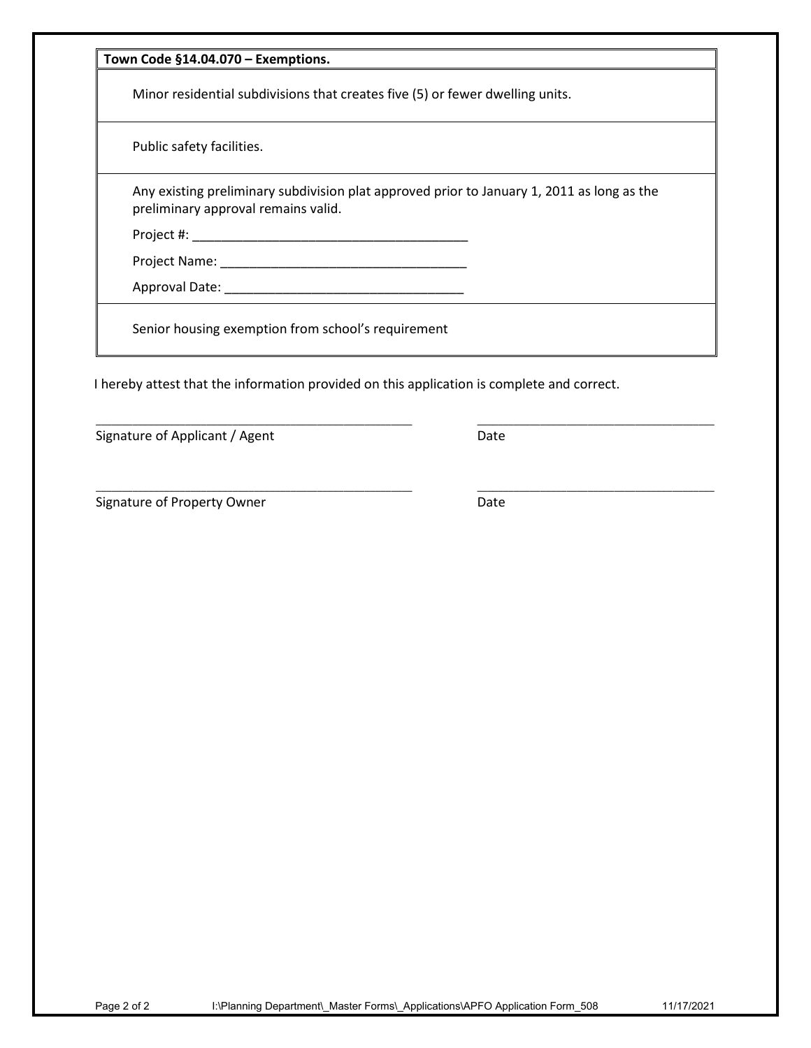| Town Code §14.04.070 – Exemptions. |
| --- |
| Minor residential subdivisions that creates five (5) or fewer dwelling units. |
| Public safety facilities. |
| Any existing preliminary subdivision plat approved prior to January 1, 2011 as long as the preliminary approval remains valid.<br>Project #: ______________________________________<br>Project Name: __________________________________<br>Approval Date: _________________________________ |
| Senior housing exemption from school's requirement |

I hereby attest that the information provided on this application is complete and correct.

_______________________________________________ _________________________________

Signature of Applicant / Agent Date

_______________________________________________ _________________________________

Signature of Property Owner Date

I:\Planning Department\_Master Forms\_Applications\APFO Application Form_508 11/17/2021